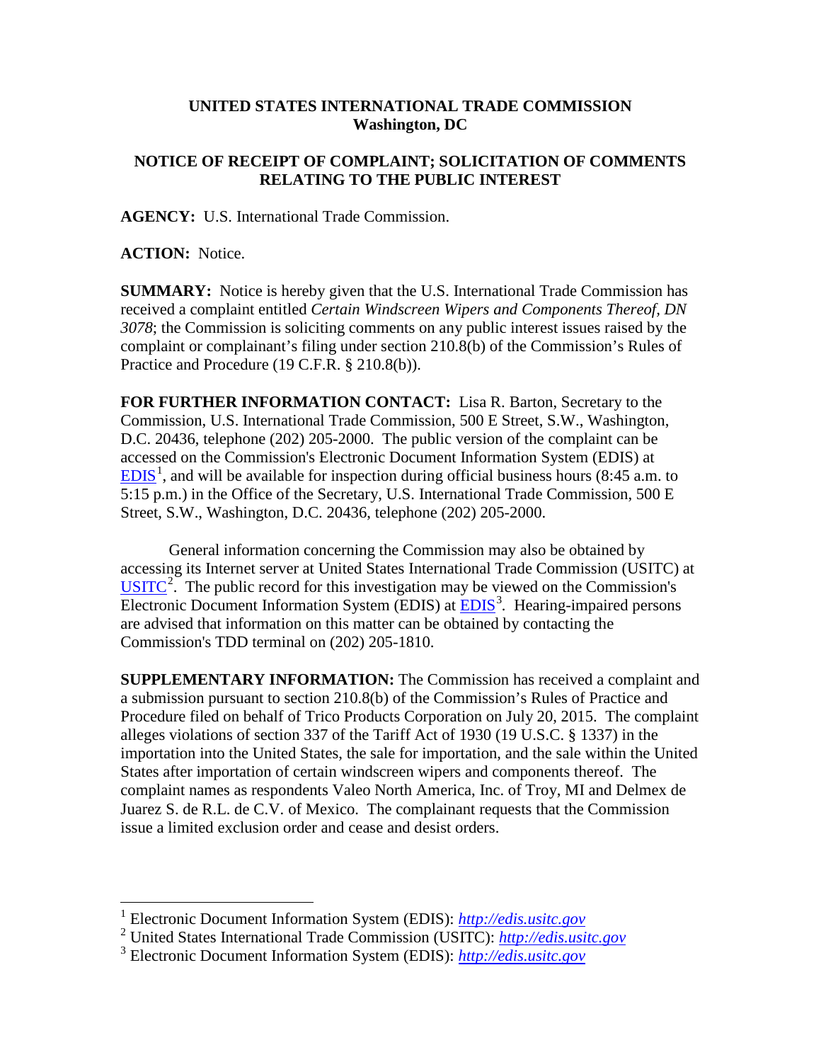**UNITED STATES INTERNATIONAL TRADE COMMISSION**
**Washington, DC**

**NOTICE OF RECEIPT OF COMPLAINT; SOLICITATION OF COMMENTS RELATING TO THE PUBLIC INTEREST**

**AGENCY:** U.S. International Trade Commission.

**ACTION:** Notice.

**SUMMARY:** Notice is hereby given that the U.S. International Trade Commission has received a complaint entitled *Certain Windscreen Wipers and Components Thereof, DN 3078*; the Commission is soliciting comments on any public interest issues raised by the complaint or complainant's filing under section 210.8(b) of the Commission's Rules of Practice and Procedure (19 C.F.R. § 210.8(b)).

**FOR FURTHER INFORMATION CONTACT:** Lisa R. Barton, Secretary to the Commission, U.S. International Trade Commission, 500 E Street, S.W., Washington, D.C. 20436, telephone (202) 205-2000. The public version of the complaint can be accessed on the Commission's Electronic Document Information System (EDIS) at EDIS[1], and will be available for inspection during official business hours (8:45 a.m. to 5:15 p.m.) in the Office of the Secretary, U.S. International Trade Commission, 500 E Street, S.W., Washington, D.C. 20436, telephone (202) 205-2000.

General information concerning the Commission may also be obtained by accessing its Internet server at United States International Trade Commission (USITC) at USITC[2]. The public record for this investigation may be viewed on the Commission's Electronic Document Information System (EDIS) at EDIS[3]. Hearing-impaired persons are advised that information on this matter can be obtained by contacting the Commission's TDD terminal on (202) 205-1810.

**SUPPLEMENTARY INFORMATION:** The Commission has received a complaint and a submission pursuant to section 210.8(b) of the Commission's Rules of Practice and Procedure filed on behalf of Trico Products Corporation on July 20, 2015. The complaint alleges violations of section 337 of the Tariff Act of 1930 (19 U.S.C. § 1337) in the importation into the United States, the sale for importation, and the sale within the United States after importation of certain windscreen wipers and components thereof. The complaint names as respondents Valeo North America, Inc. of Troy, MI and Delmex de Juarez S. de R.L. de C.V. of Mexico. The complainant requests that the Commission issue a limited exclusion order and cease and desist orders.

---

[1] Electronic Document Information System (EDIS): *http://edis.usitc.gov*

[2] United States International Trade Commission (USITC): *http://edis.usitc.gov*

[3] Electronic Document Information System (EDIS): *http://edis.usitc.gov*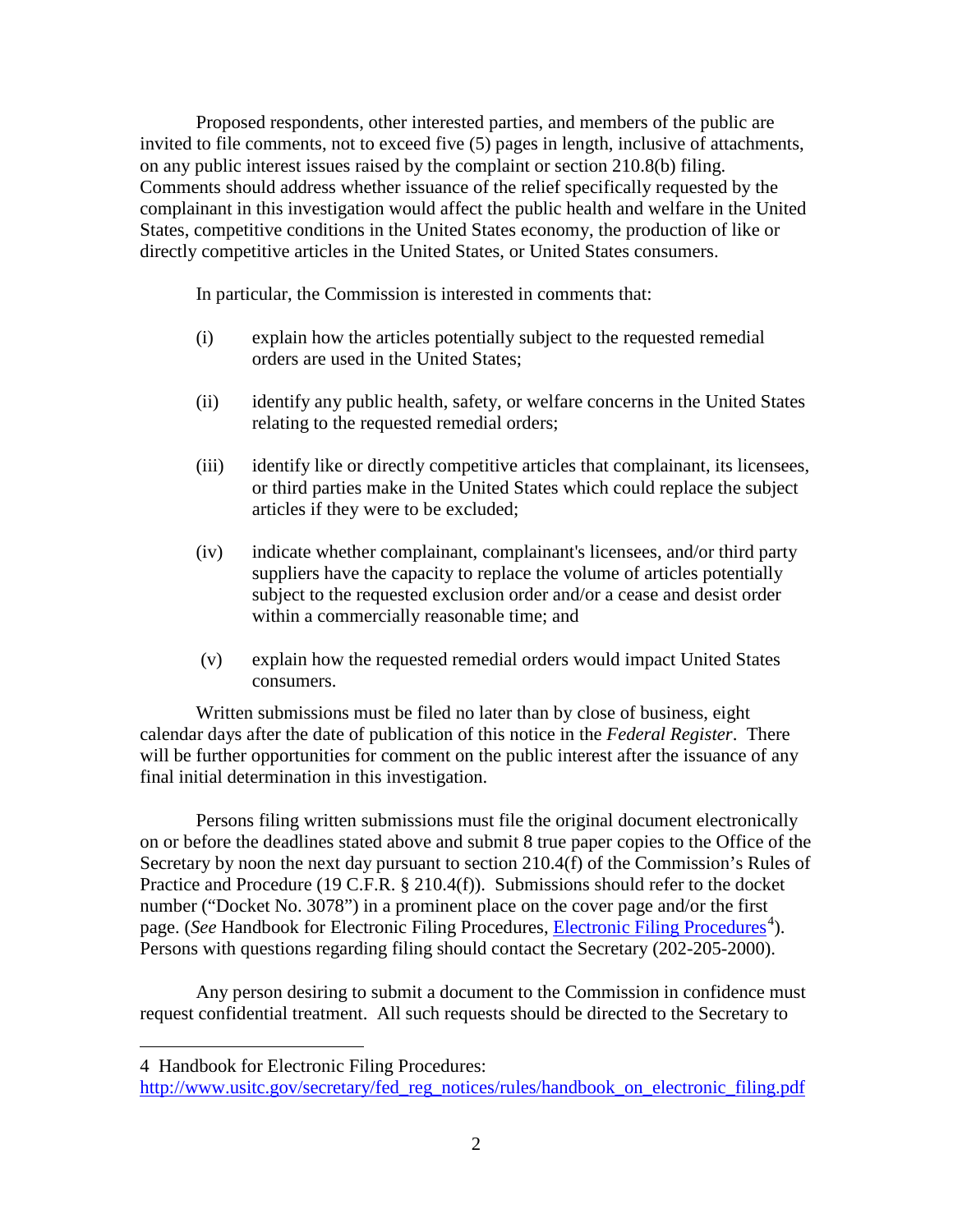Proposed respondents, other interested parties, and members of the public are invited to file comments, not to exceed five (5) pages in length, inclusive of attachments, on any public interest issues raised by the complaint or section 210.8(b) filing. Comments should address whether issuance of the relief specifically requested by the complainant in this investigation would affect the public health and welfare in the United States, competitive conditions in the United States economy, the production of like or directly competitive articles in the United States, or United States consumers.

In particular, the Commission is interested in comments that:

(i) explain how the articles potentially subject to the requested remedial orders are used in the United States;

(ii) identify any public health, safety, or welfare concerns in the United States relating to the requested remedial orders;

(iii) identify like or directly competitive articles that complainant, its licensees, or third parties make in the United States which could replace the subject articles if they were to be excluded;

(iv) indicate whether complainant, complainant's licensees, and/or third party suppliers have the capacity to replace the volume of articles potentially subject to the requested exclusion order and/or a cease and desist order within a commercially reasonable time; and

(v) explain how the requested remedial orders would impact United States consumers.

Written submissions must be filed no later than by close of business, eight calendar days after the date of publication of this notice in the *Federal Register*. There will be further opportunities for comment on the public interest after the issuance of any final initial determination in this investigation.

Persons filing written submissions must file the original document electronically on or before the deadlines stated above and submit 8 true paper copies to the Office of the Secretary by noon the next day pursuant to section 210.4(f) of the Commission's Rules of Practice and Procedure (19 C.F.R. § 210.4(f)). Submissions should refer to the docket number ("Docket No. 3078") in a prominent place on the cover page and/or the first page. (*See* Handbook for Electronic Filing Procedures, Electronic Filing Procedures[4]). Persons with questions regarding filing should contact the Secretary (202-205-2000).

Any person desiring to submit a document to the Commission in confidence must request confidential treatment. All such requests should be directed to the Secretary to

---

4 Handbook for Electronic Filing Procedures: http://www.usitc.gov/secretary/fed_reg_notices/rules/handbook_on_electronic_filing.pdf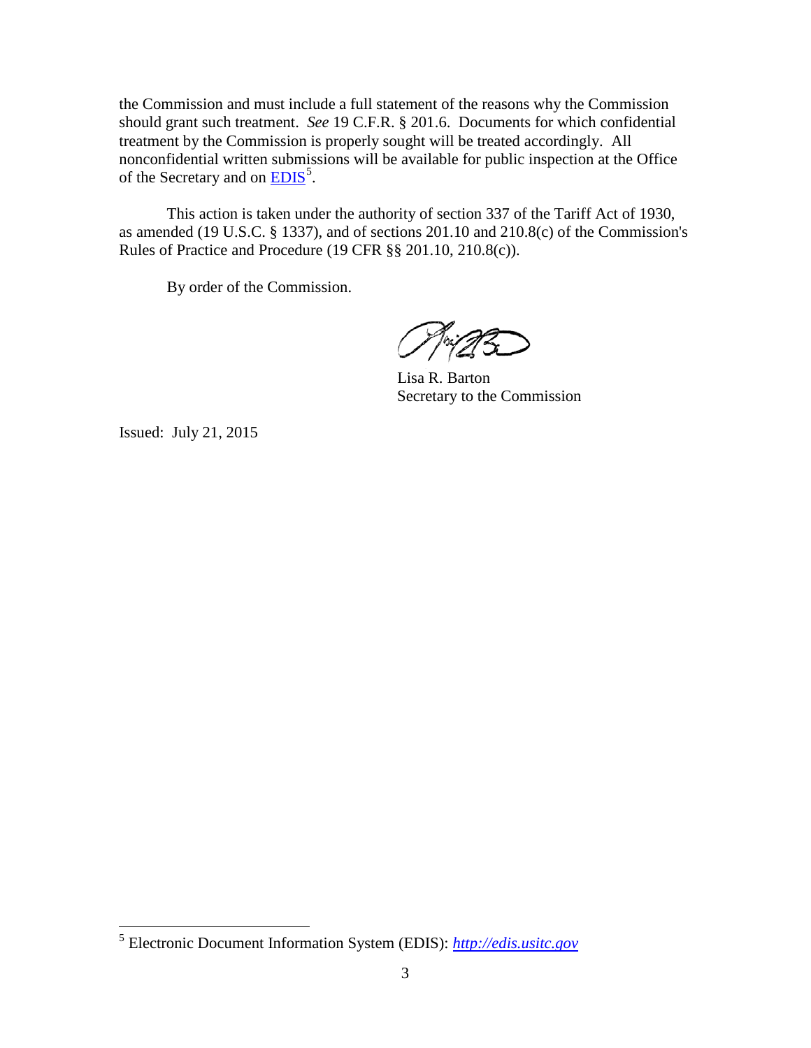the Commission and must include a full statement of the reasons why the Commission should grant such treatment. *See* 19 C.F.R. § 201.6. Documents for which confidential treatment by the Commission is properly sought will be treated accordingly. All nonconfidential written submissions will be available for public inspection at the Office of the Secretary and on EDIS[5].

This action is taken under the authority of section 337 of the Tariff Act of 1930, as amended (19 U.S.C. § 1337), and of sections 201.10 and 210.8(c) of the Commission's Rules of Practice and Procedure (19 CFR §§ 201.10, 210.8(c)).

By order of the Commission.

Lisa R. Barton
Secretary to the Commission

Issued: July 21, 2015

---

[5] Electronic Document Information System (EDIS): *http://edis.usitc.gov*